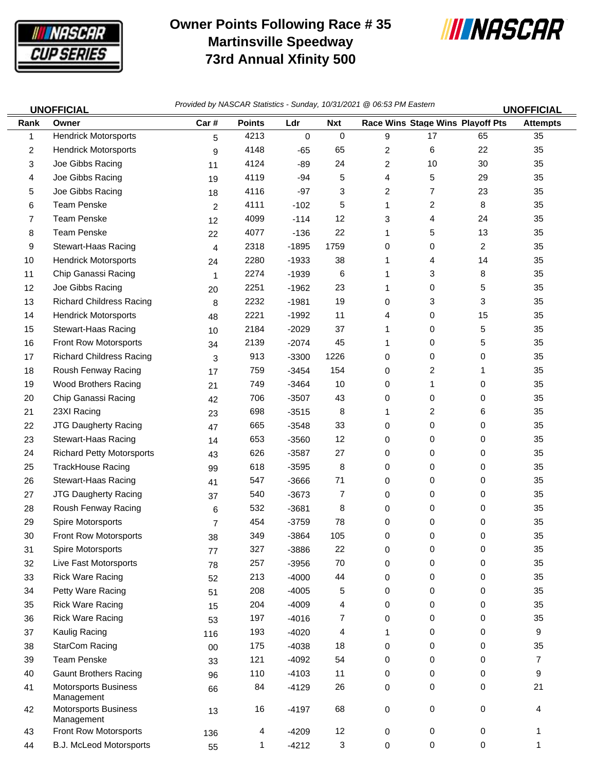# Owner Points Following Race # 35
## Martinsville Speedway
## 73rd Annual Xfinity 500

**UNOFFICIAL** *Provided by NASCAR Statistics - Sunday, 10/31/2021 @ 06:53 PM Eastern* **UNOFFICIAL**

| Rank | Owner | Car # | Points | Ldr | Nxt | Race Wins | Stage Wins | Playoff Pts | Attempts |
|---|---|---|---|---|---|---|---|---|---|
| 1 | Hendrick Motorsports | 5 | 4213 | 0 | 0 | 9 | 17 | 65 | 35 |
| 2 | Hendrick Motorsports | 9 | 4148 | -65 | 65 | 2 | 6 | 22 | 35 |
| 3 | Joe Gibbs Racing | 11 | 4124 | -89 | 24 | 2 | 10 | 30 | 35 |
| 4 | Joe Gibbs Racing | 19 | 4119 | -94 | 5 | 4 | 5 | 29 | 35 |
| 5 | Joe Gibbs Racing | 18 | 4116 | -97 | 3 | 2 | 7 | 23 | 35 |
| 6 | Team Penske | 2 | 4111 | -102 | 5 | 1 | 2 | 8 | 35 |
| 7 | Team Penske | 12 | 4099 | -114 | 12 | 3 | 4 | 24 | 35 |
| 8 | Team Penske | 22 | 4077 | -136 | 22 | 1 | 5 | 13 | 35 |
| 9 | Stewart-Haas Racing | 4 | 2318 | -1895 | 1759 | 0 | 0 | 2 | 35 |
| 10 | Hendrick Motorsports | 24 | 2280 | -1933 | 38 | 1 | 4 | 14 | 35 |
| 11 | Chip Ganassi Racing | 1 | 2274 | -1939 | 6 | 1 | 3 | 8 | 35 |
| 12 | Joe Gibbs Racing | 20 | 2251 | -1962 | 23 | 1 | 0 | 5 | 35 |
| 13 | Richard Childress Racing | 8 | 2232 | -1981 | 19 | 0 | 3 | 3 | 35 |
| 14 | Hendrick Motorsports | 48 | 2221 | -1992 | 11 | 4 | 0 | 15 | 35 |
| 15 | Stewart-Haas Racing | 10 | 2184 | -2029 | 37 | 1 | 0 | 5 | 35 |
| 16 | Front Row Motorsports | 34 | 2139 | -2074 | 45 | 1 | 0 | 5 | 35 |
| 17 | Richard Childress Racing | 3 | 913 | -3300 | 1226 | 0 | 0 | 0 | 35 |
| 18 | Roush Fenway Racing | 17 | 759 | -3454 | 154 | 0 | 2 | 1 | 35 |
| 19 | Wood Brothers Racing | 21 | 749 | -3464 | 10 | 0 | 1 | 0 | 35 |
| 20 | Chip Ganassi Racing | 42 | 706 | -3507 | 43 | 0 | 0 | 0 | 35 |
| 21 | 23XI Racing | 23 | 698 | -3515 | 8 | 1 | 2 | 6 | 35 |
| 22 | JTG Daugherty Racing | 47 | 665 | -3548 | 33 | 0 | 0 | 0 | 35 |
| 23 | Stewart-Haas Racing | 14 | 653 | -3560 | 12 | 0 | 0 | 0 | 35 |
| 24 | Richard Petty Motorsports | 43 | 626 | -3587 | 27 | 0 | 0 | 0 | 35 |
| 25 | TrackHouse Racing | 99 | 618 | -3595 | 8 | 0 | 0 | 0 | 35 |
| 26 | Stewart-Haas Racing | 41 | 547 | -3666 | 71 | 0 | 0 | 0 | 35 |
| 27 | JTG Daugherty Racing | 37 | 540 | -3673 | 7 | 0 | 0 | 0 | 35 |
| 28 | Roush Fenway Racing | 6 | 532 | -3681 | 8 | 0 | 0 | 0 | 35 |
| 29 | Spire Motorsports | 7 | 454 | -3759 | 78 | 0 | 0 | 0 | 35 |
| 30 | Front Row Motorsports | 38 | 349 | -3864 | 105 | 0 | 0 | 0 | 35 |
| 31 | Spire Motorsports | 77 | 327 | -3886 | 22 | 0 | 0 | 0 | 35 |
| 32 | Live Fast Motorsports | 78 | 257 | -3956 | 70 | 0 | 0 | 0 | 35 |
| 33 | Rick Ware Racing | 52 | 213 | -4000 | 44 | 0 | 0 | 0 | 35 |
| 34 | Petty Ware Racing | 51 | 208 | -4005 | 5 | 0 | 0 | 0 | 35 |
| 35 | Rick Ware Racing | 15 | 204 | -4009 | 4 | 0 | 0 | 0 | 35 |
| 36 | Rick Ware Racing | 53 | 197 | -4016 | 7 | 0 | 0 | 0 | 35 |
| 37 | Kaulig Racing | 116 | 193 | -4020 | 4 | 1 | 0 | 0 | 9 |
| 38 | StarCom Racing | 00 | 175 | -4038 | 18 | 0 | 0 | 0 | 35 |
| 39 | Team Penske | 33 | 121 | -4092 | 54 | 0 | 0 | 0 | 7 |
| 40 | Gaunt Brothers Racing | 96 | 110 | -4103 | 11 | 0 | 0 | 0 | 9 |
| 41 | Motorsports Business Management | 66 | 84 | -4129 | 26 | 0 | 0 | 0 | 21 |
| 42 | Motorsports Business Management | 13 | 16 | -4197 | 68 | 0 | 0 | 0 | 4 |
| 43 | Front Row Motorsports | 136 | 4 | -4209 | 12 | 0 | 0 | 0 | 1 |
| 44 | B.J. McLeod Motorsports | 55 | 1 | -4212 | 3 | 0 | 0 | 0 | 1 |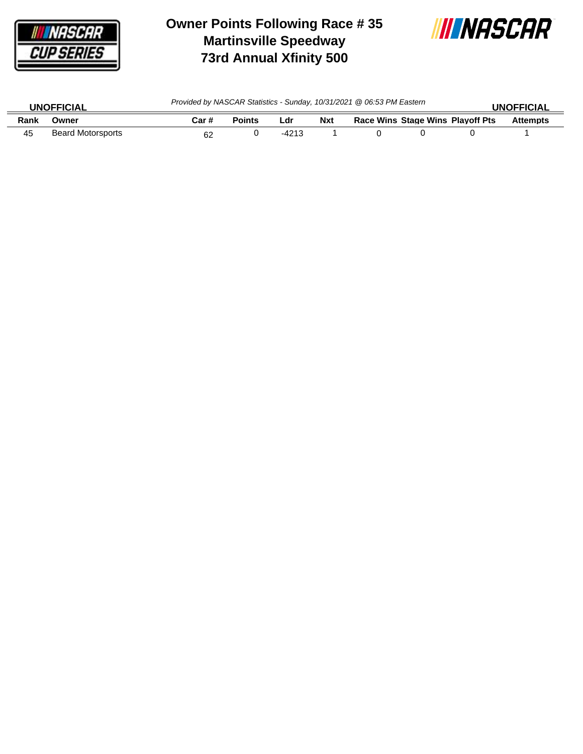# Owner Points Following Race # 35
## Martinsville Speedway
## 73rd Annual Xfinity 500

**UNOFFICIAL** *Provided by NASCAR Statistics - Sunday, 10/31/2021 @ 06:53 PM Eastern* **UNOFFICIAL**

| Rank | Owner | Car # | Points | Ldr | Nxt | Race Wins | Stage Wins | Playoff Pts | Attempts |
|---|---|---|---|---|---|---|---|---|---|
| 45 | Beard Motorsports | 62 | 0 | -4213 | 1 | 0 | 0 | 0 | 1 |